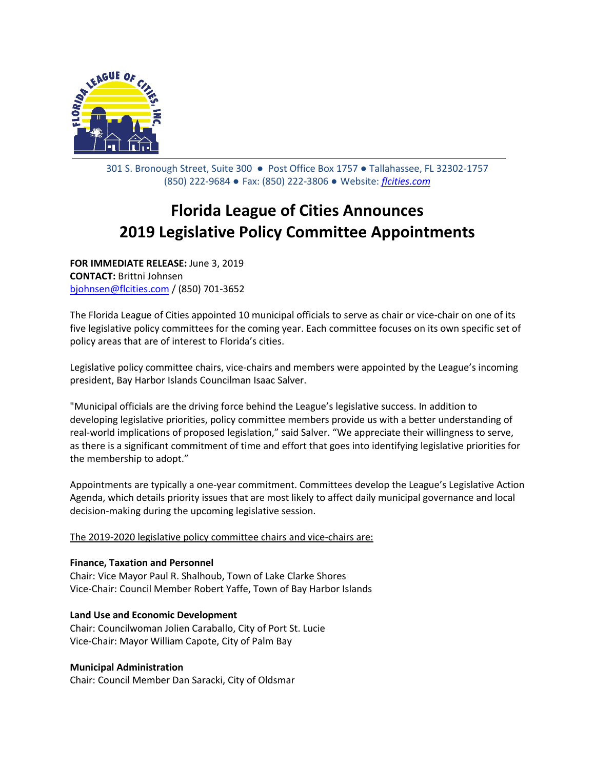301 S. Bronough Street, Suite 300 ● Post Office Box 1757 ● Tallahassee, FL 32302-1757
(850) 222-9684 ● Fax: (850) 222-3806 ● Website: *flcities.com*

# Florida League of Cities Announces 2019 Legislative Policy Committee Appointments

**FOR IMMEDIATE RELEASE:** June 3, 2019
**CONTACT:** Brittni Johnsen
bjohnsen@flcities.com / (850) 701-3652

The Florida League of Cities appointed 10 municipal officials to serve as chair or vice-chair on one of its five legislative policy committees for the coming year. Each committee focuses on its own specific set of policy areas that are of interest to Florida's cities.

Legislative policy committee chairs, vice-chairs and members were appointed by the League's incoming president, Bay Harbor Islands Councilman Isaac Salver.

"Municipal officials are the driving force behind the League's legislative success. In addition to developing legislative priorities, policy committee members provide us with a better understanding of real-world implications of proposed legislation," said Salver. "We appreciate their willingness to serve, as there is a significant commitment of time and effort that goes into identifying legislative priorities for the membership to adopt."

Appointments are typically a one-year commitment. Committees develop the League's Legislative Action Agenda, which details priority issues that are most likely to affect daily municipal governance and local decision-making during the upcoming legislative session.

The 2019-2020 legislative policy committee chairs and vice-chairs are:

**Finance, Taxation and Personnel**
Chair: Vice Mayor Paul R. Shalhoub, Town of Lake Clarke Shores
Vice-Chair: Council Member Robert Yaffe, Town of Bay Harbor Islands

**Land Use and Economic Development**
Chair: Councilwoman Jolien Caraballo, City of Port St. Lucie
Vice-Chair: Mayor William Capote, City of Palm Bay

**Municipal Administration**
Chair: Council Member Dan Saracki, City of Oldsmar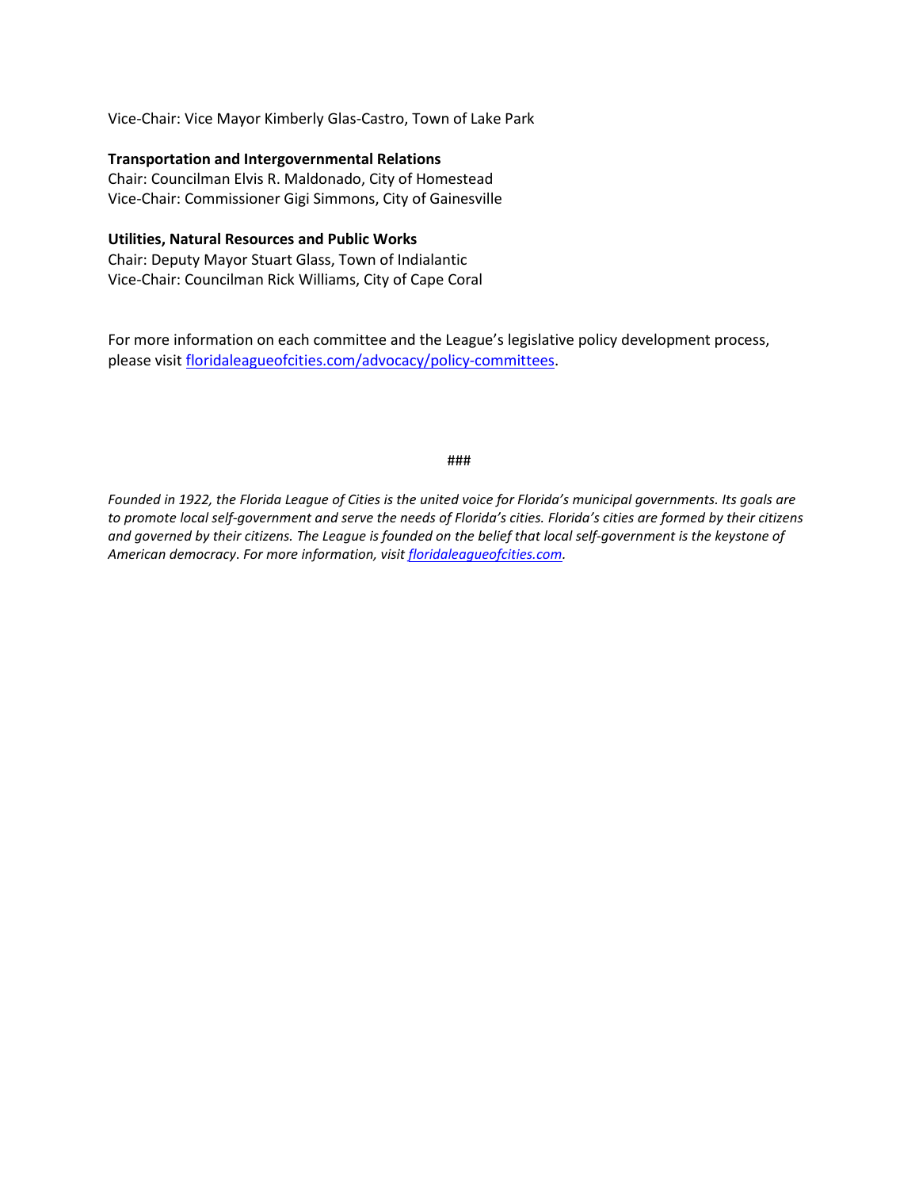Vice-Chair: Vice Mayor Kimberly Glas-Castro, Town of Lake Park

**Transportation and Intergovernmental Relations**
Chair: Councilman Elvis R. Maldonado, City of Homestead
Vice-Chair: Commissioner Gigi Simmons, City of Gainesville

**Utilities, Natural Resources and Public Works**
Chair: Deputy Mayor Stuart Glass, Town of Indialantic
Vice-Chair: Councilman Rick Williams, City of Cape Coral

For more information on each committee and the League's legislative policy development process, please visit [floridaleagueofcities.com/advocacy/policy-committees](floridaleagueofcities.com/advocacy/policy-committees).

###

*Founded in 1922, the Florida League of Cities is the united voice for Florida's municipal governments. Its goals are to promote local self-government and serve the needs of Florida's cities. Florida's cities are formed by their citizens and governed by their citizens. The League is founded on the belief that local self-government is the keystone of American democracy. For more information, visit [floridaleagueofcities.com](floridaleagueofcities.com).*